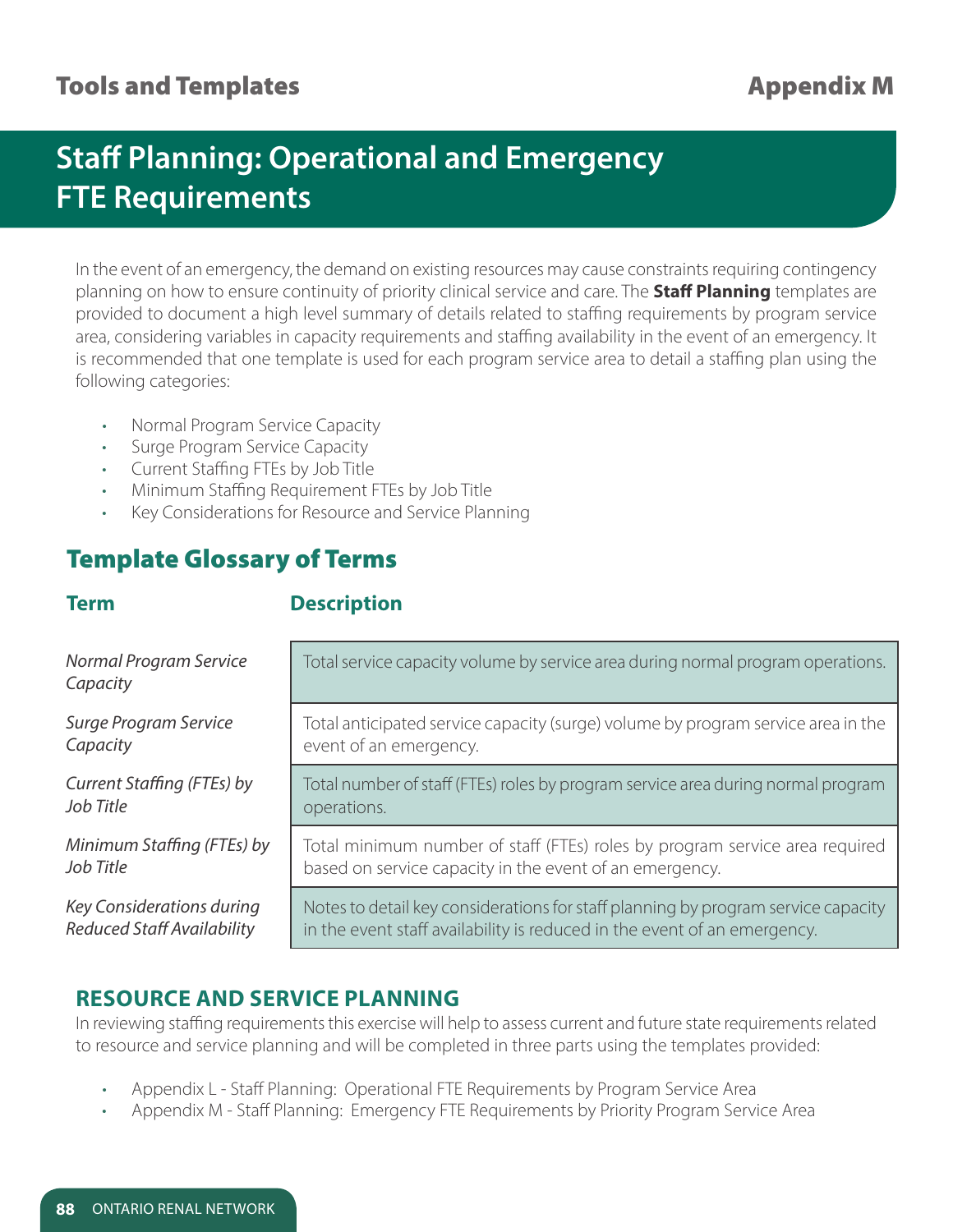Tools and Templates

Appendix M

# Staff Planning: Operational and Emergency FTE Requirements

In the event of an emergency, the demand on existing resources may cause constraints requiring contingency planning on how to ensure continuity of priority clinical service and care. The **Staff Planning** templates are provided to document a high level summary of details related to staffing requirements by program service area, considering variables in capacity requirements and staffing availability in the event of an emergency. It is recommended that one template is used for each program service area to detail a staffing plan using the following categories:

- Normal Program Service Capacity
- Surge Program Service Capacity
- Current Staffing FTEs by Job Title
- Minimum Staffing Requirement FTEs by Job Title
- Key Considerations for Resource and Service Planning

## Template Glossary of Terms

| Term | Description |
|---|---|
| *Normal Program Service Capacity* | Total service capacity volume by service area during normal program operations. |
| *Surge Program Service Capacity* | Total anticipated service capacity (surge) volume by program service area in the event of an emergency. |
| *Current Staffing (FTEs) by Job Title* | Total number of staff (FTEs) roles by program service area during normal program operations. |
| *Minimum Staffing (FTEs) by Job Title* | Total minimum number of staff (FTEs) roles by program service area required based on service capacity in the event of an emergency. |
| *Key Considerations during Reduced Staff Availability* | Notes to detail key considerations for staff planning by program service capacity in the event staff availability is reduced in the event of an emergency. |

### RESOURCE AND SERVICE PLANNING

In reviewing staffing requirements this exercise will help to assess current and future state requirements related to resource and service planning and will be completed in three parts using the templates provided:

- Appendix L - Staff Planning: Operational FTE Requirements by Program Service Area
- Appendix M - Staff Planning: Emergency FTE Requirements by Priority Program Service Area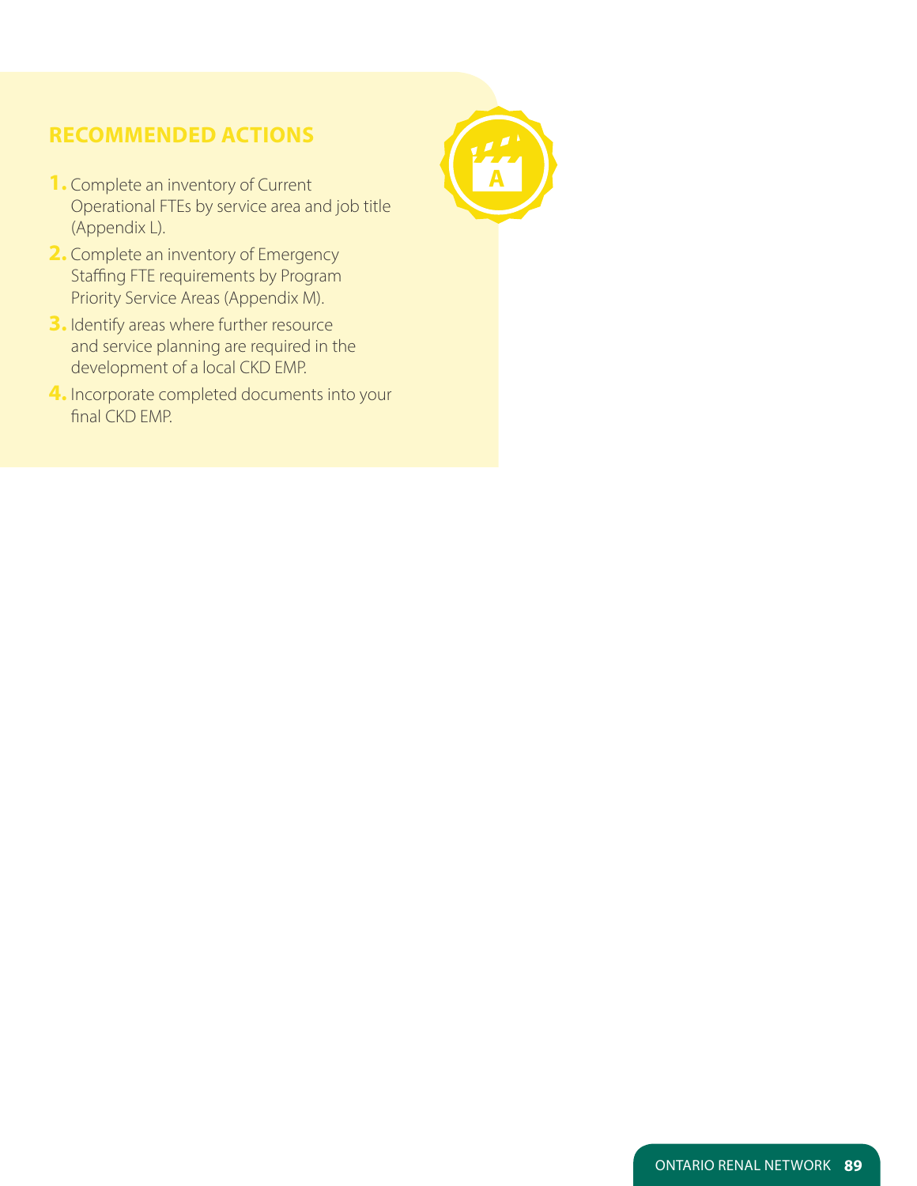## RECOMMENDED ACTIONS

1. Complete an inventory of Current Operational FTEs by service area and job title (Appendix L).
2. Complete an inventory of Emergency Staffing FTE requirements by Program Priority Service Areas (Appendix M).
3. Identify areas where further resource and service planning are required in the development of a local CKD EMP.
4. Incorporate completed documents into your final CKD EMP.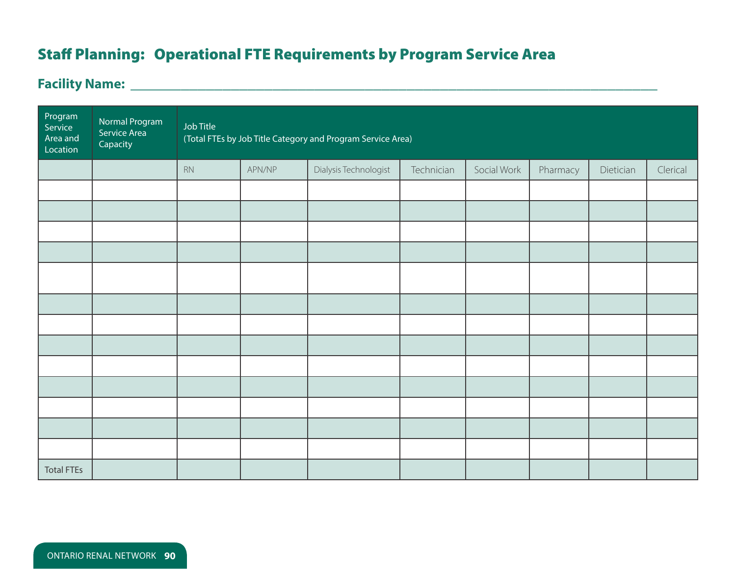## Staff Planning: Operational FTE Requirements by Program Service Area

**Facility Name:** ___________________________________________________________________________

| Program Service Area and Location | Normal Program Service Area Capacity | Job Title (Total FTEs by Job Title Category and Program Service Area) | | | | | | | |
|---|---|---|---|---|---|---|---|---|---|
| | | RN | APN/NP | Dialysis Technologist | Technician | Social Work | Pharmacy | Dietician | Clerical |
| | | | | | | | | | |
| | | | | | | | | | |
| | | | | | | | | | |
| | | | | | | | | | |
| | | | | | | | | | |
| | | | | | | | | | |
| | | | | | | | | | |
| | | | | | | | | | |
| | | | | | | | | | |
| | | | | | | | | | |
| | | | | | | | | | |
| | | | | | | | | | |
| | | | | | | | | | |
| Total FTEs | | | | | | | | | |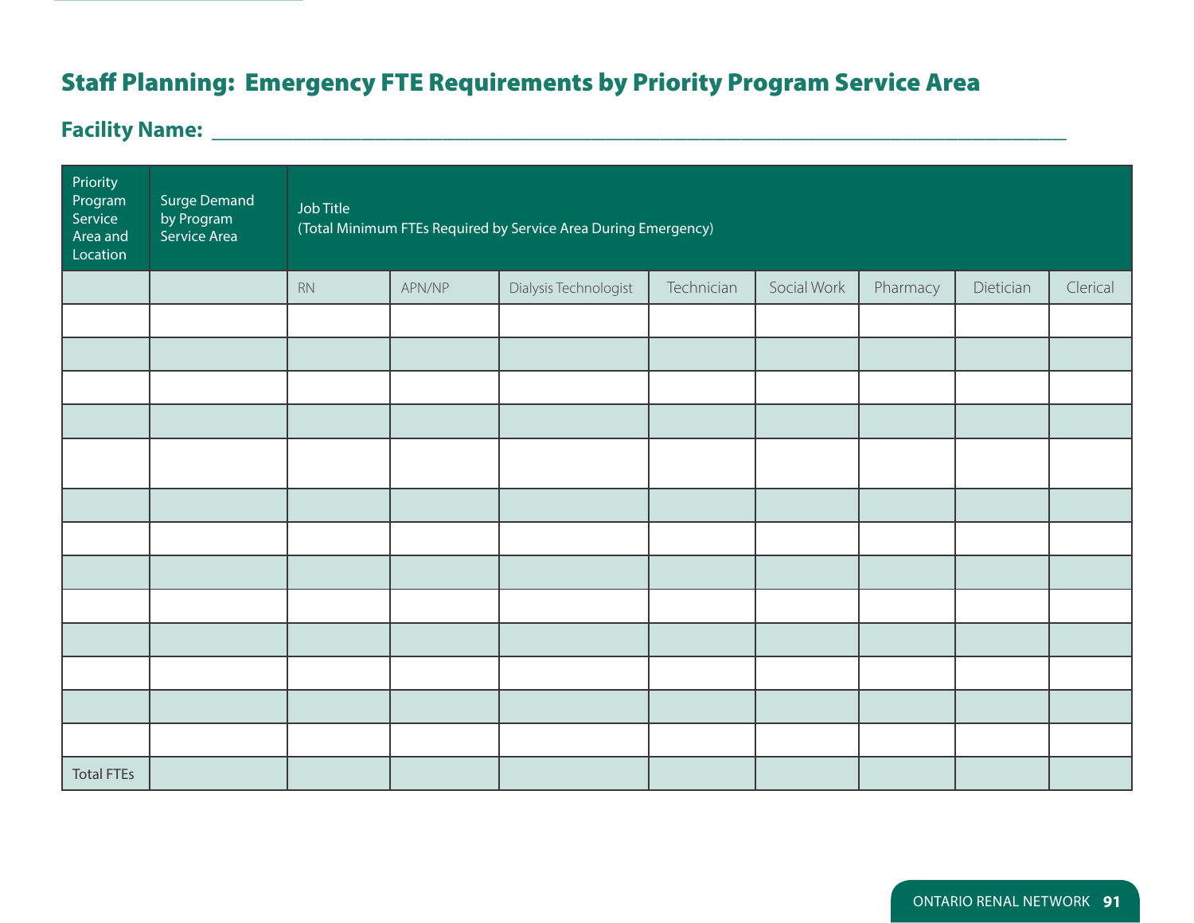## Staff Planning: Emergency FTE Requirements by Priority Program Service Area

**Facility Name:** ________________________________________________

| Priority Program Service Area and Location | Surge Demand by Program Service Area | Job Title (Total Minimum FTEs Required by Service Area During Emergency) | | | | | | | |
|---|---|---|---|---|---|---|---|---|---|
| | | RN | APN/NP | Dialysis Technologist | Technician | Social Work | Pharmacy | Dietician | Clerical |
| | | | | | | | | | |
| | | | | | | | | | |
| | | | | | | | | | |
| | | | | | | | | | |
| | | | | | | | | | |
| | | | | | | | | | |
| | | | | | | | | | |
| | | | | | | | | | |
| | | | | | | | | | |
| | | | | | | | | | |
| | | | | | | | | | |
| | | | | | | | | | |
| | | | | | | | | | |
| Total FTEs | | | | | | | | | |